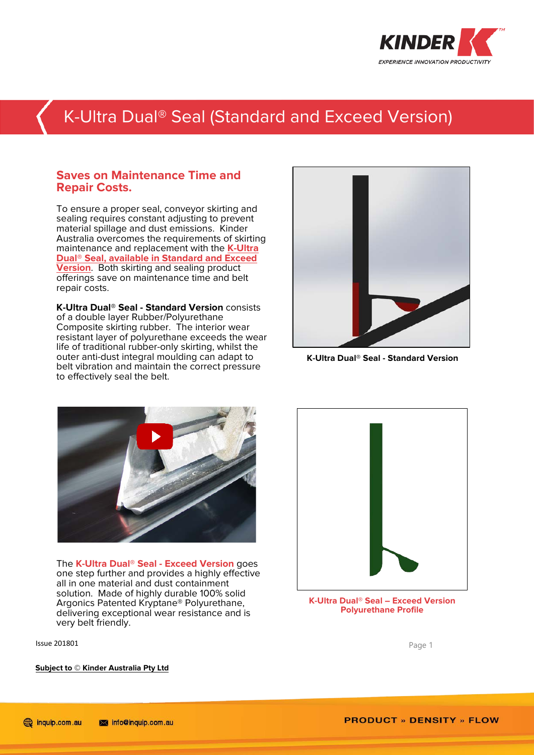# K-Ultra Dual® Seal (Standard and Exceed Version)

## Saves on Maintenance Time and Repair Costs.

To ensure a proper seal, conveyor skirting and sealing requires constant adjusting to prevent material spillage and dust emissions. Kinder Australia overcomes the requirements of skirting maintenance and replacement with the **K-Ultra Dual® Seal, available in Standard and Exceed Version**. Both skirting and sealing product offerings save on maintenance time and belt repair costs.

**K-Ultra Dual® Seal - Standard Version** consists of a double layer Rubber/Polyurethane Composite skirting rubber. The interior wear resistant layer of polyurethane exceeds the wear life of traditional rubber-only skirting, whilst the outer anti-dust integral moulding can adapt to belt vibration and maintain the correct pressure to effectively seal the belt.

**K-Ultra Dual® Seal - Standard Version**

The **K-Ultra Dual® Seal - Exceed Version** goes one step further and provides a highly effective all in one material and dust containment solution. Made of highly durable 100% solid Argonics Patented Kryptane® Polyurethane, delivering exceptional wear resistance and is very belt friendly.

**K-Ultra Dual® Seal – Exceed Version Polyurethane Profile**

Issue 201801

**Subject to © Kinder Australia Pty Ltd**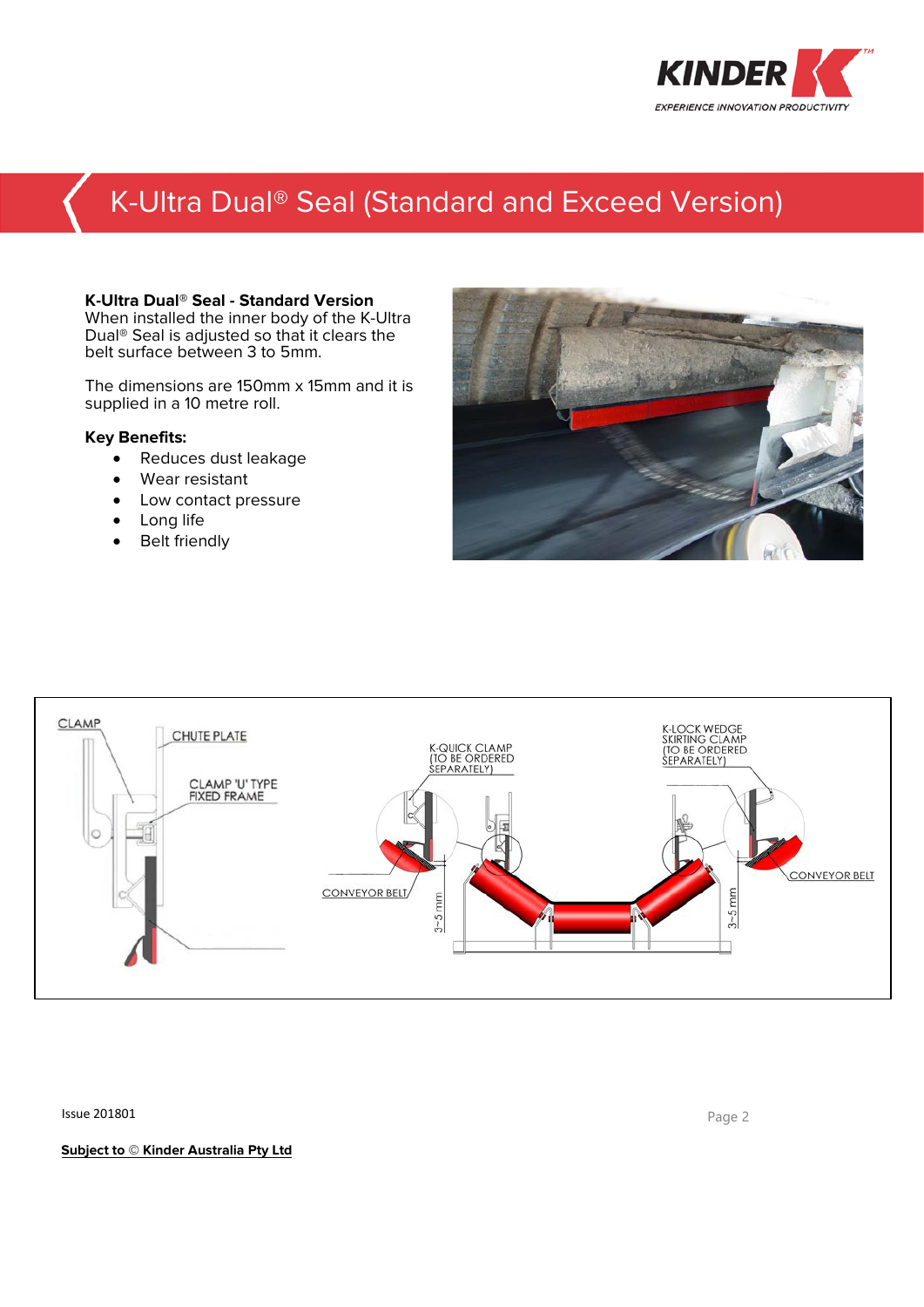# K-Ultra Dual® Seal (Standard and Exceed Version)

**K-Ultra Dual® Seal - Standard Version**
When installed the inner body of the K-Ultra Dual® Seal is adjusted so that it clears the belt surface between 3 to 5mm.

The dimensions are 150mm x 15mm and it is supplied in a 10 metre roll.

**Key Benefits:**

- Reduces dust leakage
- Wear resistant
- Low contact pressure
- Long life
- Belt friendly

CLAMP

CHUTE PLATE

CLAMP 'U' TYPE FIXED FRAME

K-QUICK CLAMP (TO BE ORDERED SEPARATELY)

K-LOCK WEDGE SKIRTING CLAMP (TO BE ORDERED SEPARATELY)

CONVEYOR BELT

CONVEYOR BELT

3~5 mm

3~5 mm

Issue 201801

**Subject to © Kinder Australia Pty Ltd**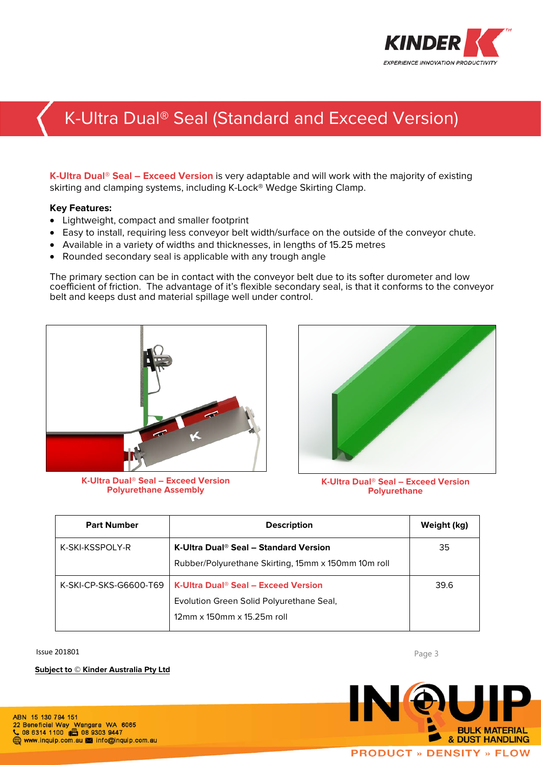# K-Ultra Dual® Seal (Standard and Exceed Version)

**K-Ultra Dual® Seal – Exceed Version** is very adaptable and will work with the majority of existing skirting and clamping systems, including K-Lock® Wedge Skirting Clamp.

**Key Features:**

- Lightweight, compact and smaller footprint
- Easy to install, requiring less conveyor belt width/surface on the outside of the conveyor chute.
- Available in a variety of widths and thicknesses, in lengths of 15.25 metres
- Rounded secondary seal is applicable with any trough angle

The primary section can be in contact with the conveyor belt due to its softer durometer and low coefficient of friction. The advantage of it's flexible secondary seal, is that it conforms to the conveyor belt and keeps dust and material spillage well under control.

**K-Ultra Dual® Seal – Exceed Version Polyurethane Assembly**

**K-Ultra Dual® Seal – Exceed Version Polyurethane**

| Part Number | Description | Weight (kg) |
|---|---|---|
| K-SKI-KSSPOLY-R | **K-Ultra Dual® Seal – Standard Version** Rubber/Polyurethane Skirting, 15mm x 150mm 10m roll | 35 |
| K-SKI-CP-SKS-G6600-T69 | **K-Ultra Dual® Seal – Exceed Version** Evolution Green Solid Polyurethane Seal, 12mm x 150mm x 15.25m roll | 39.6 |

Issue 201801

**Subject to © Kinder Australia Pty Ltd**

ABN 15 130 794 151
22 Beneficial Way Wangara WA 6065
08 6314 1100 08 9303 9447
www.inquip.com.au info@inquip.com.au